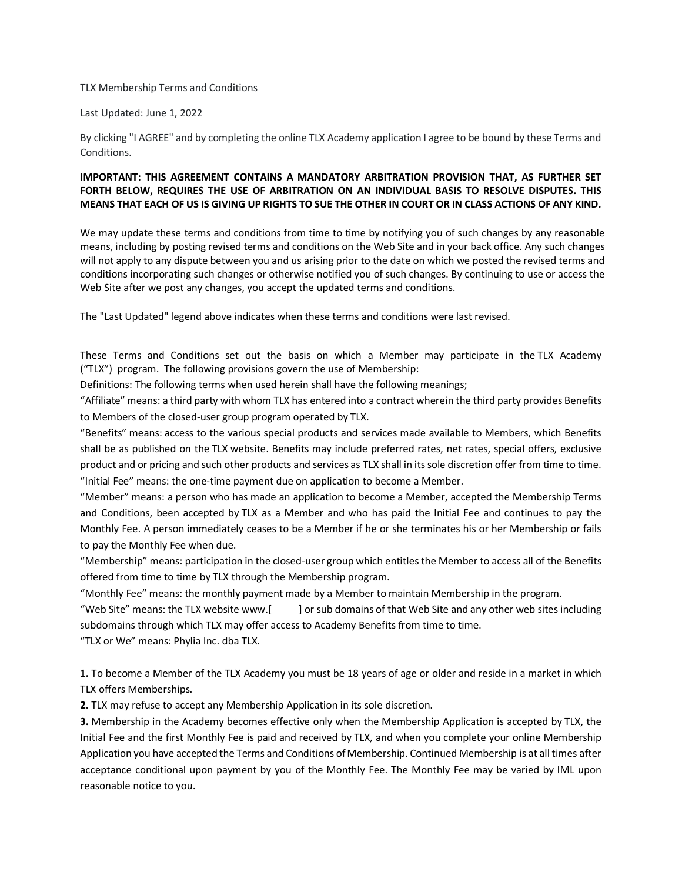TLX Membership Terms and Conditions

Last Updated: June 1, 2022

By clicking "I AGREE" and by completing the online TLX Academy application I agree to be bound by these Terms and Conditions.

**IMPORTANT: THIS AGREEMENT CONTAINS A MANDATORY ARBITRATION PROVISION THAT, AS FURTHER SET FORTH BELOW, REQUIRES THE USE OF ARBITRATION ON AN INDIVIDUAL BASIS TO RESOLVE DISPUTES. THIS MEANS THAT EACH OF US IS GIVING UP RIGHTS TO SUE THE OTHER IN COURT OR IN CLASS ACTIONS OF ANY KIND.**

We may update these terms and conditions from time to time by notifying you of such changes by any reasonable means, including by posting revised terms and conditions on the Web Site and in your back office. Any such changes will not apply to any dispute between you and us arising prior to the date on which we posted the revised terms and conditions incorporating such changes or otherwise notified you of such changes. By continuing to use or access the Web Site after we post any changes, you accept the updated terms and conditions.

The "Last Updated" legend above indicates when these terms and conditions were last revised.

These Terms and Conditions set out the basis on which a Member may participate in the TLX Academy ("TLX") program. The following provisions govern the use of Membership:

Definitions: The following terms when used herein shall have the following meanings;

"Affiliate" means: a third party with whom TLX has entered into a contract wherein the third party provides Benefits to Members of the closed-user group program operated by TLX.

"Benefits" means: access to the various special products and services made available to Members, which Benefits shall be as published on the TLX website. Benefits may include preferred rates, net rates, special offers, exclusive product and or pricing and such other products and services as TLX shall in its sole discretion offer from time to time.

"Initial Fee" means: the one-time payment due on application to become a Member.

"Member" means: a person who has made an application to become a Member, accepted the Membership Terms and Conditions, been accepted by TLX as a Member and who has paid the Initial Fee and continues to pay the Monthly Fee. A person immediately ceases to be a Member if he or she terminates his or her Membership or fails to pay the Monthly Fee when due.

"Membership" means: participation in the closed-user group which entitles the Member to access all of the Benefits offered from time to time by TLX through the Membership program.

"Monthly Fee" means: the monthly payment made by a Member to maintain Membership in the program.

"Web Site" means: the TLX website www.[ ] or sub domains of that Web Site and any other web sites including subdomains through which TLX may offer access to Academy Benefits from time to time.

"TLX or We" means: Phylia Inc. dba TLX.

**1.** To become a Member of the TLX Academy you must be 18 years of age or older and reside in a market in which TLX offers Memberships.

**2.** TLX may refuse to accept any Membership Application in its sole discretion.

**3.** Membership in the Academy becomes effective only when the Membership Application is accepted by TLX, the Initial Fee and the first Monthly Fee is paid and received by TLX, and when you complete your online Membership Application you have accepted the Terms and Conditions of Membership. Continued Membership is at all times after acceptance conditional upon payment by you of the Monthly Fee. The Monthly Fee may be varied by IML upon reasonable notice to you.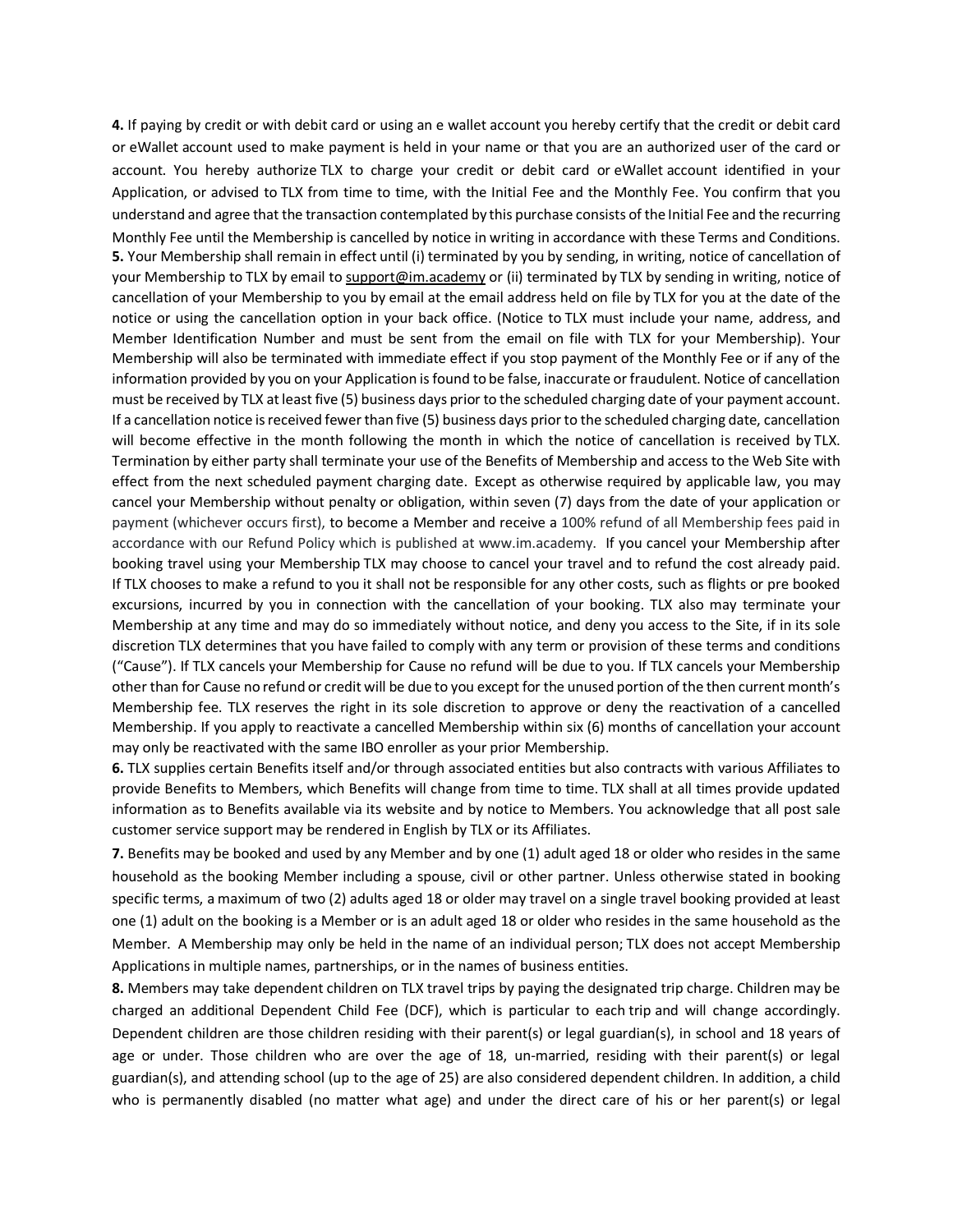**4.** If paying by credit or with debit card or using an e wallet account you hereby certify that the credit or debit card or eWallet account used to make payment is held in your name or that you are an authorized user of the card or account. You hereby authorize TLX to charge your credit or debit card or eWallet account identified in your Application, or advised to TLX from time to time, with the Initial Fee and the Monthly Fee. You confirm that you understand and agree that the transaction contemplated by this purchase consists of the Initial Fee and the recurring Monthly Fee until the Membership is cancelled by notice in writing in accordance with these Terms and Conditions.

**5.** Your Membership shall remain in effect until (i) terminated by you by sending, in writing, notice of cancellation of your Membership to TLX by email to support@im.academy or (ii) terminated by TLX by sending in writing, notice of cancellation of your Membership to you by email at the email address held on file by TLX for you at the date of the notice or using the cancellation option in your back office. (Notice to TLX must include your name, address, and Member Identification Number and must be sent from the email on file with TLX for your Membership). Your Membership will also be terminated with immediate effect if you stop payment of the Monthly Fee or if any of the information provided by you on your Application is found to be false, inaccurate or fraudulent. Notice of cancellation must be received by TLX at least five (5) business days prior to the scheduled charging date of your payment account. If a cancellation notice is received fewer than five (5) business days prior to the scheduled charging date, cancellation will become effective in the month following the month in which the notice of cancellation is received by TLX. Termination by either party shall terminate your use of the Benefits of Membership and access to the Web Site with effect from the next scheduled payment charging date. Except as otherwise required by applicable law, you may cancel your Membership without penalty or obligation, within seven (7) days from the date of your application or payment (whichever occurs first), to become a Member and receive a 100% refund of all Membership fees paid in accordance with our Refund Policy which is published at www.im.academy. If you cancel your Membership after booking travel using your Membership TLX may choose to cancel your travel and to refund the cost already paid. If TLX chooses to make a refund to you it shall not be responsible for any other costs, such as flights or pre booked excursions, incurred by you in connection with the cancellation of your booking. TLX also may terminate your Membership at any time and may do so immediately without notice, and deny you access to the Site, if in its sole discretion TLX determines that you have failed to comply with any term or provision of these terms and conditions ("Cause"). If TLX cancels your Membership for Cause no refund will be due to you. If TLX cancels your Membership other than for Cause no refund or credit will be due to you except for the unused portion of the then current month's Membership fee. TLX reserves the right in its sole discretion to approve or deny the reactivation of a cancelled Membership. If you apply to reactivate a cancelled Membership within six (6) months of cancellation your account may only be reactivated with the same IBO enroller as your prior Membership.

**6.** TLX supplies certain Benefits itself and/or through associated entities but also contracts with various Affiliates to provide Benefits to Members, which Benefits will change from time to time. TLX shall at all times provide updated information as to Benefits available via its website and by notice to Members. You acknowledge that all post sale customer service support may be rendered in English by TLX or its Affiliates.

**7.** Benefits may be booked and used by any Member and by one (1) adult aged 18 or older who resides in the same household as the booking Member including a spouse, civil or other partner. Unless otherwise stated in booking specific terms, a maximum of two (2) adults aged 18 or older may travel on a single travel booking provided at least one (1) adult on the booking is a Member or is an adult aged 18 or older who resides in the same household as the Member. A Membership may only be held in the name of an individual person; TLX does not accept Membership Applications in multiple names, partnerships, or in the names of business entities.

**8.** Members may take dependent children on TLX travel trips by paying the designated trip charge. Children may be charged an additional Dependent Child Fee (DCF), which is particular to each trip and will change accordingly. Dependent children are those children residing with their parent(s) or legal guardian(s), in school and 18 years of age or under. Those children who are over the age of 18, un-married, residing with their parent(s) or legal guardian(s), and attending school (up to the age of 25) are also considered dependent children. In addition, a child who is permanently disabled (no matter what age) and under the direct care of his or her parent(s) or legal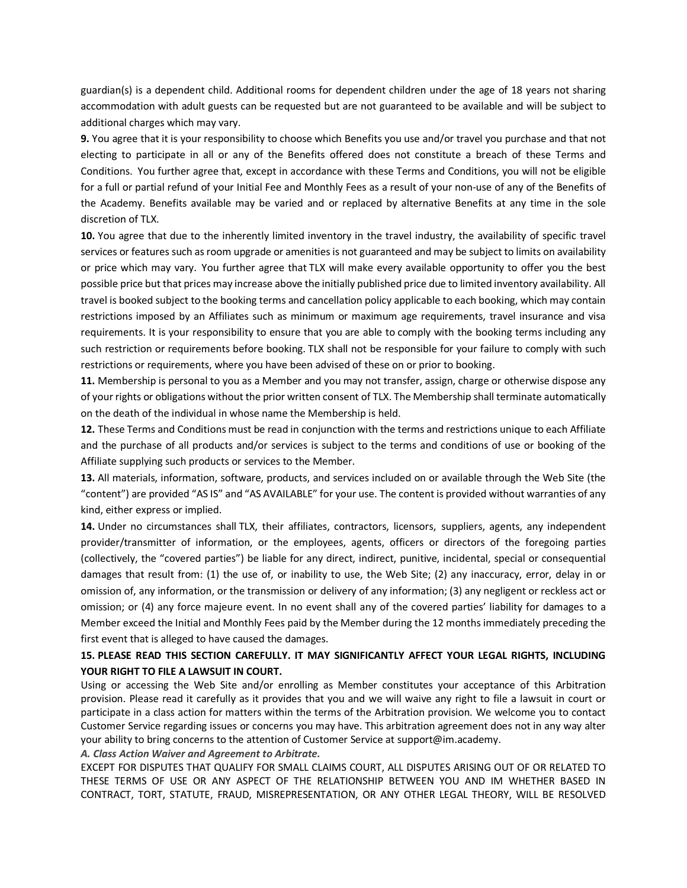guardian(s) is a dependent child. Additional rooms for dependent children under the age of 18 years not sharing accommodation with adult guests can be requested but are not guaranteed to be available and will be subject to additional charges which may vary.

**9.** You agree that it is your responsibility to choose which Benefits you use and/or travel you purchase and that not electing to participate in all or any of the Benefits offered does not constitute a breach of these Terms and Conditions. You further agree that, except in accordance with these Terms and Conditions, you will not be eligible for a full or partial refund of your Initial Fee and Monthly Fees as a result of your non-use of any of the Benefits of the Academy. Benefits available may be varied and or replaced by alternative Benefits at any time in the sole discretion of TLX.

**10.** You agree that due to the inherently limited inventory in the travel industry, the availability of specific travel services or features such as room upgrade or amenities is not guaranteed and may be subject to limits on availability or price which may vary. You further agree that TLX will make every available opportunity to offer you the best possible price but that prices may increase above the initially published price due to limited inventory availability. All travel is booked subject to the booking terms and cancellation policy applicable to each booking, which may contain restrictions imposed by an Affiliates such as minimum or maximum age requirements, travel insurance and visa requirements. It is your responsibility to ensure that you are able to comply with the booking terms including any such restriction or requirements before booking. TLX shall not be responsible for your failure to comply with such restrictions or requirements, where you have been advised of these on or prior to booking.

**11.** Membership is personal to you as a Member and you may not transfer, assign, charge or otherwise dispose any of your rights or obligations without the prior written consent of TLX. The Membership shall terminate automatically on the death of the individual in whose name the Membership is held.

**12.** These Terms and Conditions must be read in conjunction with the terms and restrictions unique to each Affiliate and the purchase of all products and/or services is subject to the terms and conditions of use or booking of the Affiliate supplying such products or services to the Member.

**13.** All materials, information, software, products, and services included on or available through the Web Site (the "content") are provided "AS IS" and "AS AVAILABLE" for your use. The content is provided without warranties of any kind, either express or implied.

**14.** Under no circumstances shall TLX, their affiliates, contractors, licensors, suppliers, agents, any independent provider/transmitter of information, or the employees, agents, officers or directors of the foregoing parties (collectively, the "covered parties") be liable for any direct, indirect, punitive, incidental, special or consequential damages that result from: (1) the use of, or inability to use, the Web Site; (2) any inaccuracy, error, delay in or omission of, any information, or the transmission or delivery of any information; (3) any negligent or reckless act or omission; or (4) any force majeure event. In no event shall any of the covered parties' liability for damages to a Member exceed the Initial and Monthly Fees paid by the Member during the 12 months immediately preceding the first event that is alleged to have caused the damages.

**15. PLEASE READ THIS SECTION CAREFULLY. IT MAY SIGNIFICANTLY AFFECT YOUR LEGAL RIGHTS, INCLUDING YOUR RIGHT TO FILE A LAWSUIT IN COURT.**

Using or accessing the Web Site and/or enrolling as Member constitutes your acceptance of this Arbitration provision. Please read it carefully as it provides that you and we will waive any right to file a lawsuit in court or participate in a class action for matters within the terms of the Arbitration provision. We welcome you to contact Customer Service regarding issues or concerns you may have. This arbitration agreement does not in any way alter your ability to bring concerns to the attention of Customer Service at support@im.academy.

***A. Class Action Waiver and Agreement to Arbitrate.***

EXCEPT FOR DISPUTES THAT QUALIFY FOR SMALL CLAIMS COURT, ALL DISPUTES ARISING OUT OF OR RELATED TO THESE TERMS OF USE OR ANY ASPECT OF THE RELATIONSHIP BETWEEN YOU AND IM WHETHER BASED IN CONTRACT, TORT, STATUTE, FRAUD, MISREPRESENTATION, OR ANY OTHER LEGAL THEORY, WILL BE RESOLVED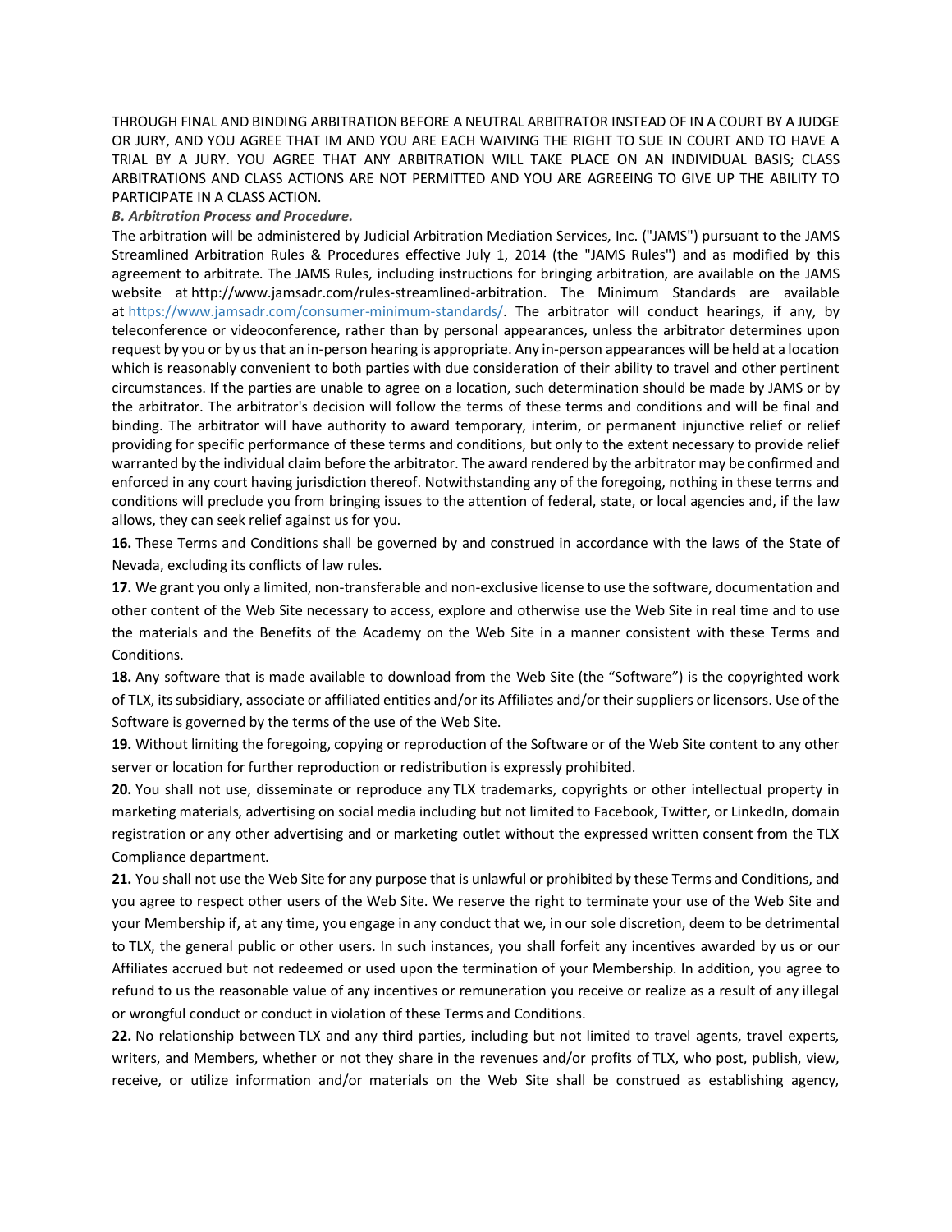THROUGH FINAL AND BINDING ARBITRATION BEFORE A NEUTRAL ARBITRATOR INSTEAD OF IN A COURT BY A JUDGE OR JURY, AND YOU AGREE THAT IM AND YOU ARE EACH WAIVING THE RIGHT TO SUE IN COURT AND TO HAVE A TRIAL BY A JURY. YOU AGREE THAT ANY ARBITRATION WILL TAKE PLACE ON AN INDIVIDUAL BASIS; CLASS ARBITRATIONS AND CLASS ACTIONS ARE NOT PERMITTED AND YOU ARE AGREEING TO GIVE UP THE ABILITY TO PARTICIPATE IN A CLASS ACTION.

***B. Arbitration Process and Procedure.***

The arbitration will be administered by Judicial Arbitration Mediation Services, Inc. ("JAMS") pursuant to the JAMS Streamlined Arbitration Rules & Procedures effective July 1, 2014 (the "JAMS Rules") and as modified by this agreement to arbitrate. The JAMS Rules, including instructions for bringing arbitration, are available on the JAMS website at http://www.jamsadr.com/rules-streamlined-arbitration. The Minimum Standards are available at https://www.jamsadr.com/consumer-minimum-standards/. The arbitrator will conduct hearings, if any, by teleconference or videoconference, rather than by personal appearances, unless the arbitrator determines upon request by you or by us that an in-person hearing is appropriate. Any in-person appearances will be held at a location which is reasonably convenient to both parties with due consideration of their ability to travel and other pertinent circumstances. If the parties are unable to agree on a location, such determination should be made by JAMS or by the arbitrator. The arbitrator's decision will follow the terms of these terms and conditions and will be final and binding. The arbitrator will have authority to award temporary, interim, or permanent injunctive relief or relief providing for specific performance of these terms and conditions, but only to the extent necessary to provide relief warranted by the individual claim before the arbitrator. The award rendered by the arbitrator may be confirmed and enforced in any court having jurisdiction thereof. Notwithstanding any of the foregoing, nothing in these terms and conditions will preclude you from bringing issues to the attention of federal, state, or local agencies and, if the law allows, they can seek relief against us for you.

**16.** These Terms and Conditions shall be governed by and construed in accordance with the laws of the State of Nevada, excluding its conflicts of law rules.

**17.** We grant you only a limited, non-transferable and non-exclusive license to use the software, documentation and other content of the Web Site necessary to access, explore and otherwise use the Web Site in real time and to use the materials and the Benefits of the Academy on the Web Site in a manner consistent with these Terms and Conditions.

**18.** Any software that is made available to download from the Web Site (the "Software") is the copyrighted work of TLX, its subsidiary, associate or affiliated entities and/or its Affiliates and/or their suppliers or licensors. Use of the Software is governed by the terms of the use of the Web Site.

**19.** Without limiting the foregoing, copying or reproduction of the Software or of the Web Site content to any other server or location for further reproduction or redistribution is expressly prohibited.

**20.** You shall not use, disseminate or reproduce any TLX trademarks, copyrights or other intellectual property in marketing materials, advertising on social media including but not limited to Facebook, Twitter, or LinkedIn, domain registration or any other advertising and or marketing outlet without the expressed written consent from the TLX Compliance department.

**21.** You shall not use the Web Site for any purpose that is unlawful or prohibited by these Terms and Conditions, and you agree to respect other users of the Web Site. We reserve the right to terminate your use of the Web Site and your Membership if, at any time, you engage in any conduct that we, in our sole discretion, deem to be detrimental to TLX, the general public or other users. In such instances, you shall forfeit any incentives awarded by us or our Affiliates accrued but not redeemed or used upon the termination of your Membership. In addition, you agree to refund to us the reasonable value of any incentives or remuneration you receive or realize as a result of any illegal or wrongful conduct or conduct in violation of these Terms and Conditions.

**22.** No relationship between TLX and any third parties, including but not limited to travel agents, travel experts, writers, and Members, whether or not they share in the revenues and/or profits of TLX, who post, publish, view, receive, or utilize information and/or materials on the Web Site shall be construed as establishing agency,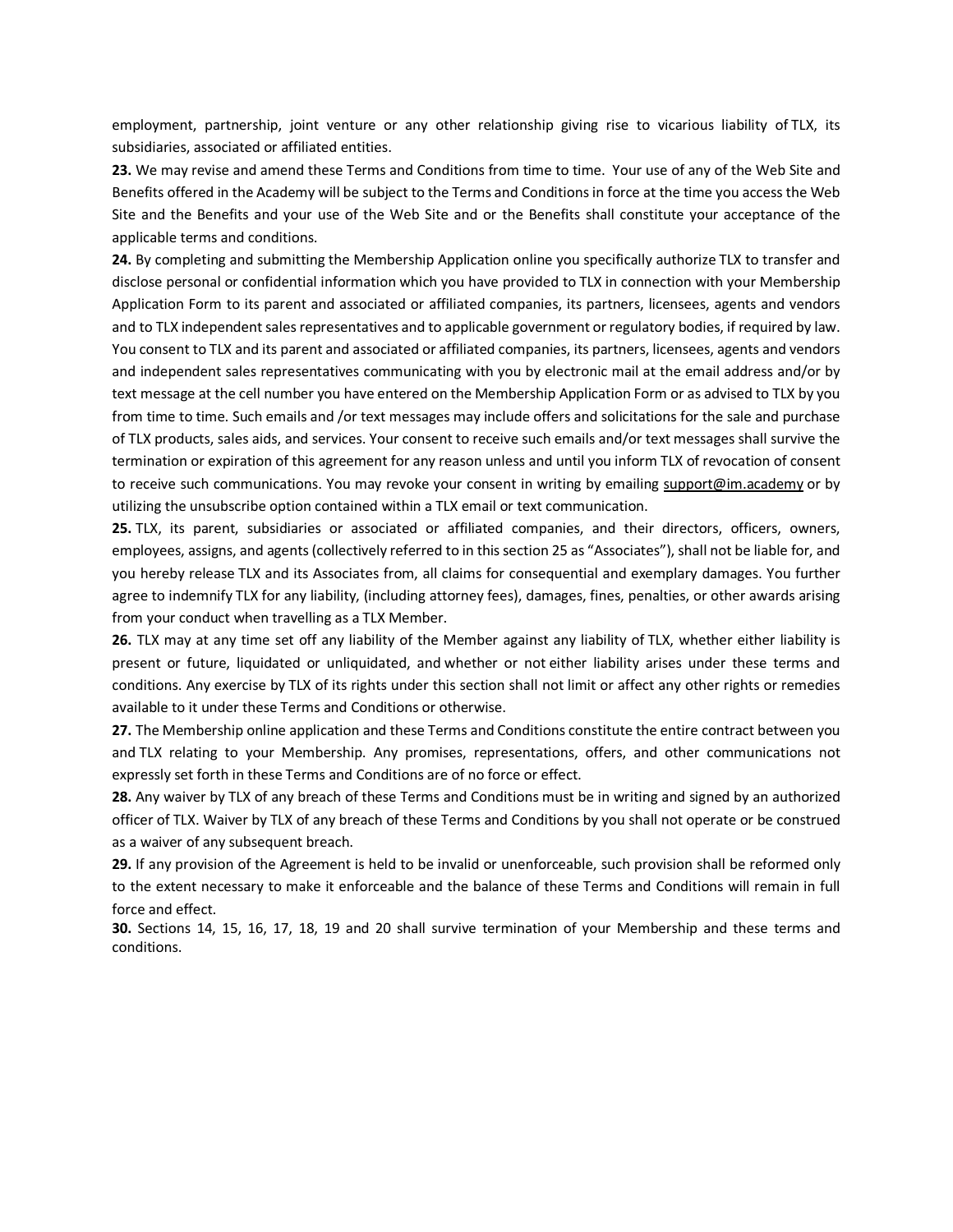employment, partnership, joint venture or any other relationship giving rise to vicarious liability of TLX, its subsidiaries, associated or affiliated entities.

**23.** We may revise and amend these Terms and Conditions from time to time. Your use of any of the Web Site and Benefits offered in the Academy will be subject to the Terms and Conditions in force at the time you access the Web Site and the Benefits and your use of the Web Site and or the Benefits shall constitute your acceptance of the applicable terms and conditions.

**24.** By completing and submitting the Membership Application online you specifically authorize TLX to transfer and disclose personal or confidential information which you have provided to TLX in connection with your Membership Application Form to its parent and associated or affiliated companies, its partners, licensees, agents and vendors and to TLX independent sales representatives and to applicable government or regulatory bodies, if required by law. You consent to TLX and its parent and associated or affiliated companies, its partners, licensees, agents and vendors and independent sales representatives communicating with you by electronic mail at the email address and/or by text message at the cell number you have entered on the Membership Application Form or as advised to TLX by you from time to time. Such emails and /or text messages may include offers and solicitations for the sale and purchase of TLX products, sales aids, and services. Your consent to receive such emails and/or text messages shall survive the termination or expiration of this agreement for any reason unless and until you inform TLX of revocation of consent to receive such communications. You may revoke your consent in writing by emailing support@im.academy or by utilizing the unsubscribe option contained within a TLX email or text communication.

**25.** TLX, its parent, subsidiaries or associated or affiliated companies, and their directors, officers, owners, employees, assigns, and agents (collectively referred to in this section 25 as "Associates"), shall not be liable for, and you hereby release TLX and its Associates from, all claims for consequential and exemplary damages. You further agree to indemnify TLX for any liability, (including attorney fees), damages, fines, penalties, or other awards arising from your conduct when travelling as a TLX Member.

**26.** TLX may at any time set off any liability of the Member against any liability of TLX, whether either liability is present or future, liquidated or unliquidated, and whether or not either liability arises under these terms and conditions. Any exercise by TLX of its rights under this section shall not limit or affect any other rights or remedies available to it under these Terms and Conditions or otherwise.

**27.** The Membership online application and these Terms and Conditions constitute the entire contract between you and TLX relating to your Membership. Any promises, representations, offers, and other communications not expressly set forth in these Terms and Conditions are of no force or effect.

**28.** Any waiver by TLX of any breach of these Terms and Conditions must be in writing and signed by an authorized officer of TLX. Waiver by TLX of any breach of these Terms and Conditions by you shall not operate or be construed as a waiver of any subsequent breach.

**29.** If any provision of the Agreement is held to be invalid or unenforceable, such provision shall be reformed only to the extent necessary to make it enforceable and the balance of these Terms and Conditions will remain in full force and effect.

**30.** Sections 14, 15, 16, 17, 18, 19 and 20 shall survive termination of your Membership and these terms and conditions.